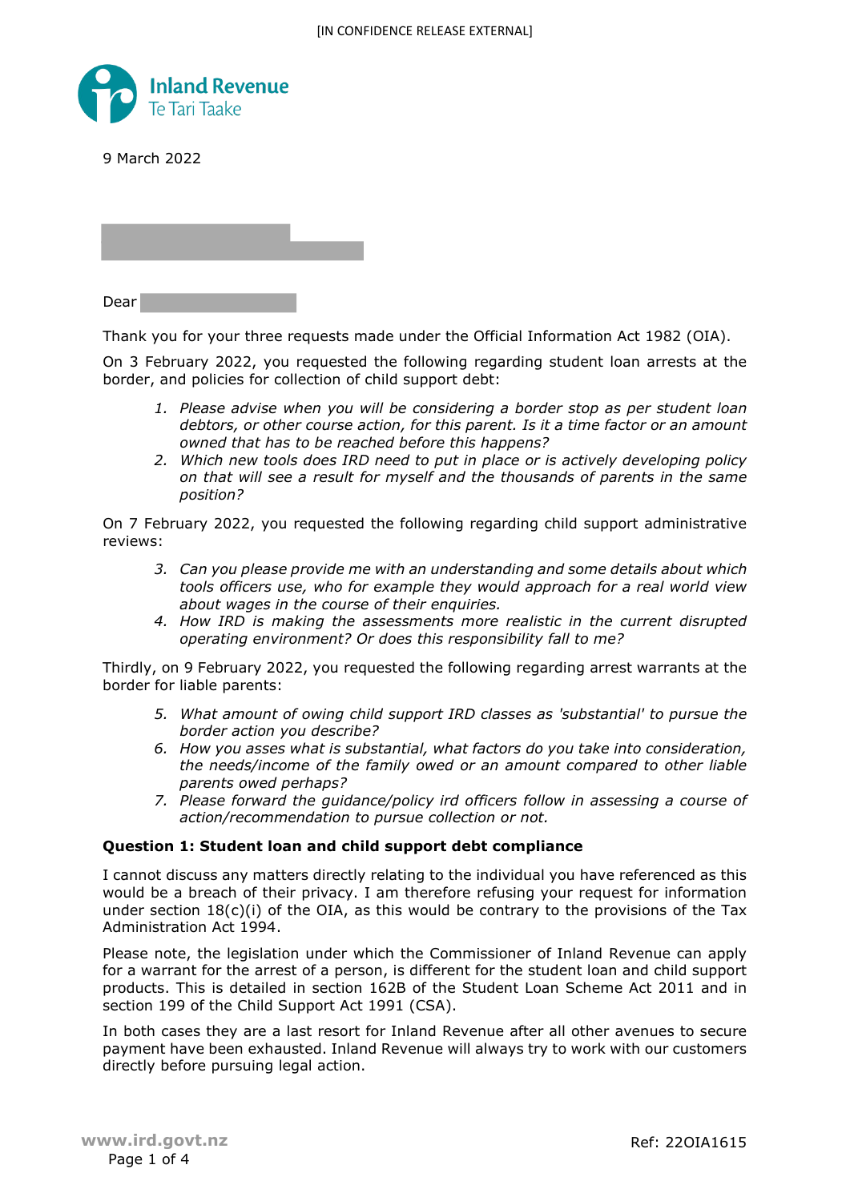[IN CONFIDENCE RELEASE EXTERNAL]

Inland Revenue
Te Tari Taake

9 March 2022

Dear

Thank you for your three requests made under the Official Information Act 1982 (OIA).

On 3 February 2022, you requested the following regarding student loan arrests at the border, and policies for collection of child support debt:

1. *Please advise when you will be considering a border stop as per student loan debtors, or other course action, for this parent. Is it a time factor or an amount owned that has to be reached before this happens?*
2. *Which new tools does IRD need to put in place or is actively developing policy on that will see a result for myself and the thousands of parents in the same position?*

On 7 February 2022, you requested the following regarding child support administrative reviews:

3. *Can you please provide me with an understanding and some details about which tools officers use, who for example they would approach for a real world view about wages in the course of their enquiries.*
4. *How IRD is making the assessments more realistic in the current disrupted operating environment? Or does this responsibility fall to me?*

Thirdly, on 9 February 2022, you requested the following regarding arrest warrants at the border for liable parents:

5. *What amount of owing child support IRD classes as 'substantial' to pursue the border action you describe?*
6. *How you asses what is substantial, what factors do you take into consideration, the needs/income of the family owed or an amount compared to other liable parents owed perhaps?*
7. *Please forward the guidance/policy ird officers follow in assessing a course of action/recommendation to pursue collection or not.*

**Question 1: Student loan and child support debt compliance**

I cannot discuss any matters directly relating to the individual you have referenced as this would be a breach of their privacy. I am therefore refusing your request for information under section 18(c)(i) of the OIA, as this would be contrary to the provisions of the Tax Administration Act 1994.

Please note, the legislation under which the Commissioner of Inland Revenue can apply for a warrant for the arrest of a person, is different for the student loan and child support products. This is detailed in section 162B of the Student Loan Scheme Act 2011 and in section 199 of the Child Support Act 1991 (CSA).

In both cases they are a last resort for Inland Revenue after all other avenues to secure payment have been exhausted. Inland Revenue will always try to work with our customers directly before pursuing legal action.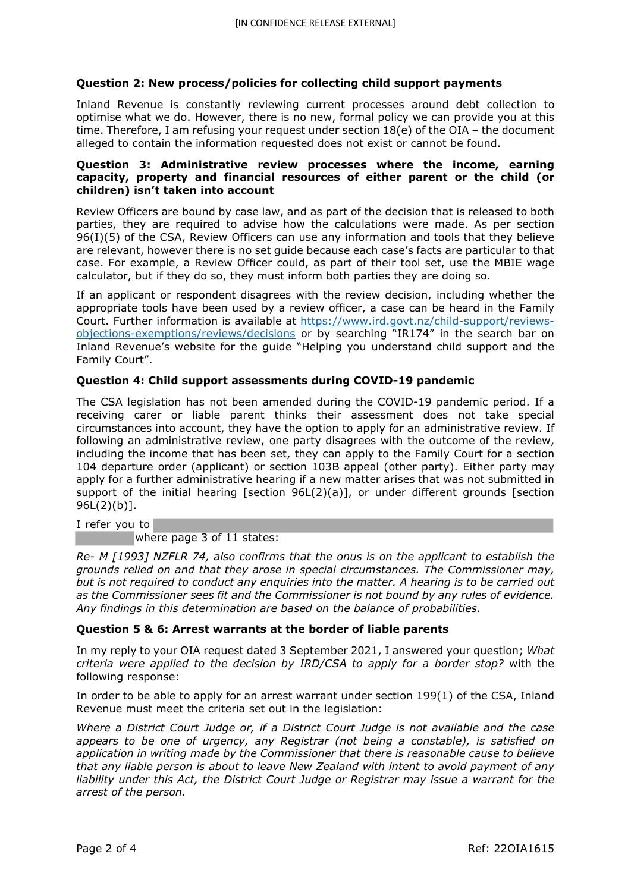**Question 2: New process/policies for collecting child support payments**

Inland Revenue is constantly reviewing current processes around debt collection to optimise what we do. However, there is no new, formal policy we can provide you at this time. Therefore, I am refusing your request under section 18(e) of the OIA – the document alleged to contain the information requested does not exist or cannot be found.

**Question 3: Administrative review processes where the income, earning capacity, property and financial resources of either parent or the child (or children) isn't taken into account**

Review Officers are bound by case law, and as part of the decision that is released to both parties, they are required to advise how the calculations were made. As per section 96(I)(5) of the CSA, Review Officers can use any information and tools that they believe are relevant, however there is no set guide because each case's facts are particular to that case. For example, a Review Officer could, as part of their tool set, use the MBIE wage calculator, but if they do so, they must inform both parties they are doing so.

If an applicant or respondent disagrees with the review decision, including whether the appropriate tools have been used by a review officer, a case can be heard in the Family Court. Further information is available at https://www.ird.govt.nz/child-support/reviews-objections-exemptions/reviews/decisions or by searching "IR174" in the search bar on Inland Revenue's website for the guide "Helping you understand child support and the Family Court".

**Question 4: Child support assessments during COVID-19 pandemic**

The CSA legislation has not been amended during the COVID-19 pandemic period. If a receiving carer or liable parent thinks their assessment does not take special circumstances into account, they have the option to apply for an administrative review. If following an administrative review, one party disagrees with the outcome of the review, including the income that has been set, they can apply to the Family Court for a section 104 departure order (applicant) or section 103B appeal (other party). Either party may apply for a further administrative hearing if a new matter arises that was not submitted in support of the initial hearing [section 96L(2)(a)], or under different grounds [section 96L(2)(b)].

I refer you to [redacted] where page 3 of 11 states:

*Re- M [1993] NZFLR 74, also confirms that the onus is on the applicant to establish the grounds relied on and that they arose in special circumstances. The Commissioner may, but is not required to conduct any enquiries into the matter. A hearing is to be carried out as the Commissioner sees fit and the Commissioner is not bound by any rules of evidence. Any findings in this determination are based on the balance of probabilities.*

**Question 5 & 6: Arrest warrants at the border of liable parents**

In my reply to your OIA request dated 3 September 2021, I answered your question; *What criteria were applied to the decision by IRD/CSA to apply for a border stop?* with the following response:

In order to be able to apply for an arrest warrant under section 199(1) of the CSA, Inland Revenue must meet the criteria set out in the legislation:

*Where a District Court Judge or, if a District Court Judge is not available and the case appears to be one of urgency, any Registrar (not being a constable), is satisfied on application in writing made by the Commissioner that there is reasonable cause to believe that any liable person is about to leave New Zealand with intent to avoid payment of any liability under this Act, the District Court Judge or Registrar may issue a warrant for the arrest of the person.*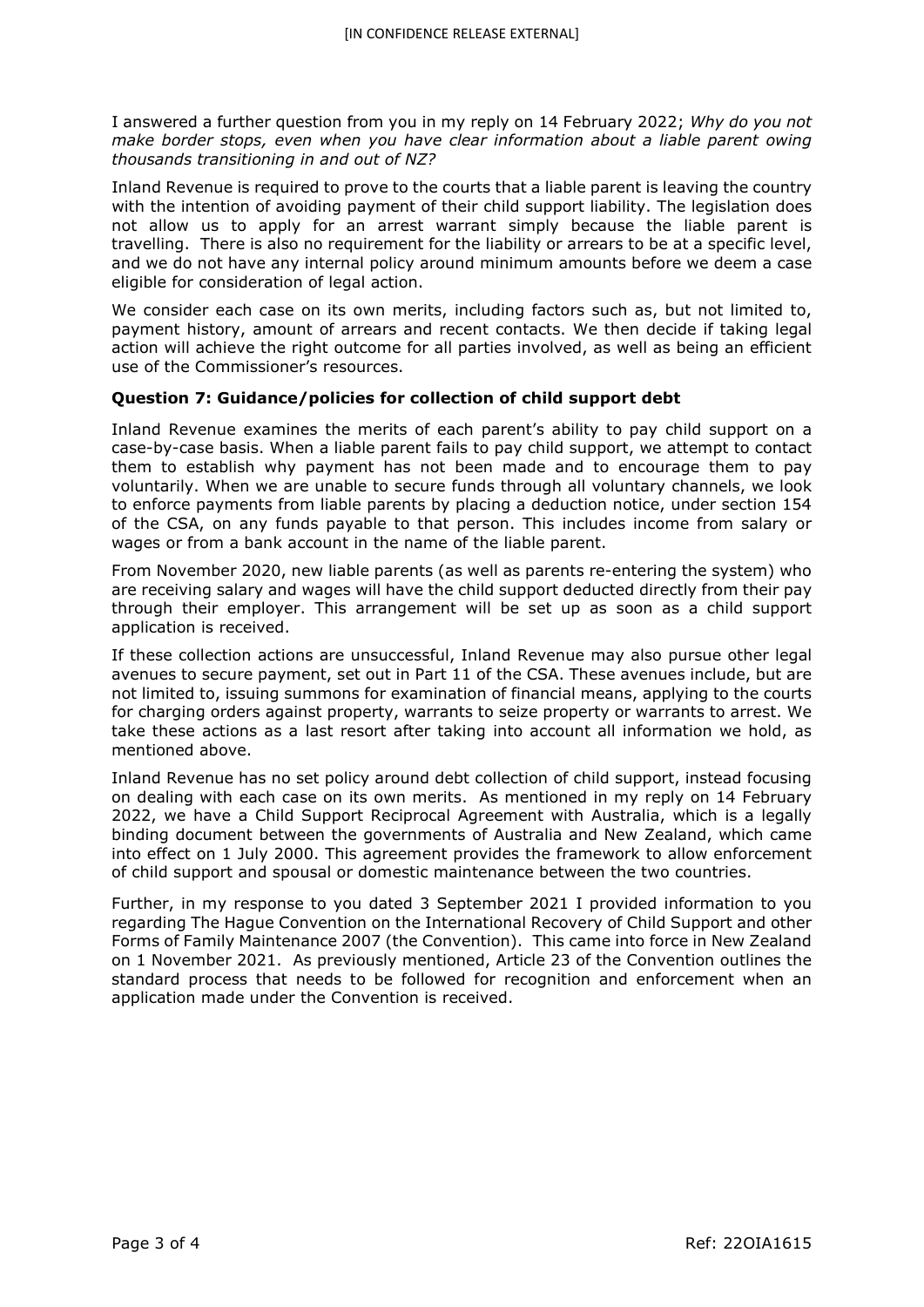I answered a further question from you in my reply on 14 February 2022; *Why do you not make border stops, even when you have clear information about a liable parent owing thousands transitioning in and out of NZ?*

Inland Revenue is required to prove to the courts that a liable parent is leaving the country with the intention of avoiding payment of their child support liability. The legislation does not allow us to apply for an arrest warrant simply because the liable parent is travelling. There is also no requirement for the liability or arrears to be at a specific level, and we do not have any internal policy around minimum amounts before we deem a case eligible for consideration of legal action.

We consider each case on its own merits, including factors such as, but not limited to, payment history, amount of arrears and recent contacts. We then decide if taking legal action will achieve the right outcome for all parties involved, as well as being an efficient use of the Commissioner's resources.

**Question 7: Guidance/policies for collection of child support debt**

Inland Revenue examines the merits of each parent's ability to pay child support on a case-by-case basis. When a liable parent fails to pay child support, we attempt to contact them to establish why payment has not been made and to encourage them to pay voluntarily. When we are unable to secure funds through all voluntary channels, we look to enforce payments from liable parents by placing a deduction notice, under section 154 of the CSA, on any funds payable to that person. This includes income from salary or wages or from a bank account in the name of the liable parent.

From November 2020, new liable parents (as well as parents re-entering the system) who are receiving salary and wages will have the child support deducted directly from their pay through their employer. This arrangement will be set up as soon as a child support application is received.

If these collection actions are unsuccessful, Inland Revenue may also pursue other legal avenues to secure payment, set out in Part 11 of the CSA. These avenues include, but are not limited to, issuing summons for examination of financial means, applying to the courts for charging orders against property, warrants to seize property or warrants to arrest. We take these actions as a last resort after taking into account all information we hold, as mentioned above.

Inland Revenue has no set policy around debt collection of child support, instead focusing on dealing with each case on its own merits. As mentioned in my reply on 14 February 2022, we have a Child Support Reciprocal Agreement with Australia, which is a legally binding document between the governments of Australia and New Zealand, which came into effect on 1 July 2000. This agreement provides the framework to allow enforcement of child support and spousal or domestic maintenance between the two countries.

Further, in my response to you dated 3 September 2021 I provided information to you regarding The Hague Convention on the International Recovery of Child Support and other Forms of Family Maintenance 2007 (the Convention). This came into force in New Zealand on 1 November 2021. As previously mentioned, Article 23 of the Convention outlines the standard process that needs to be followed for recognition and enforcement when an application made under the Convention is received.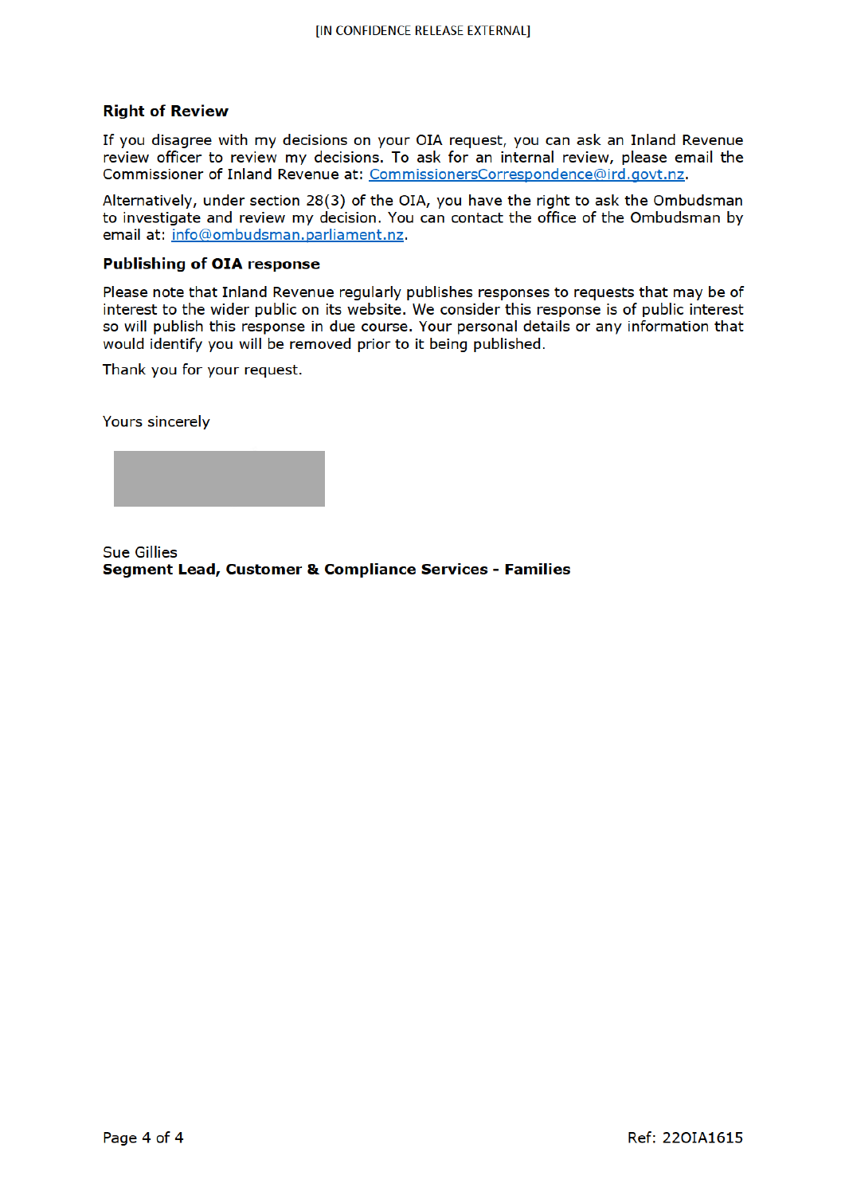## Right of Review

If you disagree with my decisions on your OIA request, you can ask an Inland Revenue review officer to review my decisions. To ask for an internal review, please email the Commissioner of Inland Revenue at: CommissionersCorrespondence@ird.govt.nz.

Alternatively, under section 28(3) of the OIA, you have the right to ask the Ombudsman to investigate and review my decision. You can contact the office of the Ombudsman by email at: info@ombudsman.parliament.nz.

## Publishing of OIA response

Please note that Inland Revenue regularly publishes responses to requests that may be of interest to the wider public on its website. We consider this response is of public interest so will publish this response in due course. Your personal details or any information that would identify you will be removed prior to it being published.

Thank you for your request.

Yours sincerely

Sue Gillies
**Segment Lead, Customer & Compliance Services - Families**